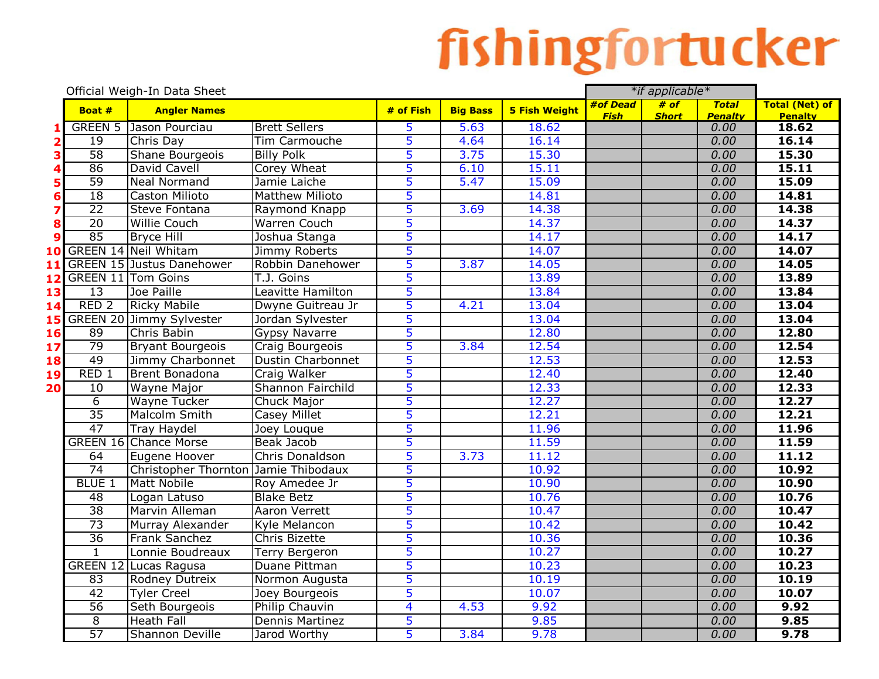# fishingfortucker

Official Weigh-In Data Sheet

| | Boat # | Angler Names | | # of Fish | Big Bass | 5 Fish Weight | *if applicable* #of Dead Fish | # of Short | Total Penalty | Total (Net) of Penalty |
|---|---|---|---|---|---|---|---|---|---|---|
| 1 | GREEN 5 | Jason Pourciau | Brett Sellers | 5 | 5.63 | 18.62 | | | 0.00 | **18.62** |
| 2 | 19 | Chris Day | Tim Carmouche | 5 | 4.64 | 16.14 | | | 0.00 | **16.14** |
| 3 | 58 | Shane Bourgeois | Billy Polk | 5 | 3.75 | 15.30 | | | 0.00 | **15.30** |
| 4 | 86 | David Cavell | Corey Wheat | 5 | 6.10 | 15.11 | | | 0.00 | **15.11** |
| 5 | 59 | Neal Normand | Jamie Laiche | 5 | 5.47 | 15.09 | | | 0.00 | **15.09** |
| 6 | 18 | Caston Milioto | Matthew Milioto | 5 | | 14.81 | | | 0.00 | **14.81** |
| 7 | 22 | Steve Fontana | Raymond Knapp | 5 | 3.69 | 14.38 | | | 0.00 | **14.38** |
| 8 | 20 | Willie Couch | Warren Couch | 5 | | 14.37 | | | 0.00 | **14.37** |
| 9 | 85 | Bryce Hill | Joshua Stanga | 5 | | 14.17 | | | 0.00 | **14.17** |
| 10 | GREEN 14 | Neil Whitam | Jimmy Roberts | 5 | | 14.07 | | | 0.00 | **14.07** |
| 11 | GREEN 15 | Justus Danehower | Robbin Danehower | 5 | 3.87 | 14.05 | | | 0.00 | **14.05** |
| 12 | GREEN 11 | Tom Goins | T.J. Goins | 5 | | 13.89 | | | 0.00 | **13.89** |
| 13 | 13 | Joe Paille | Leavitte Hamilton | 5 | | 13.84 | | | 0.00 | **13.84** |
| 14 | RED 2 | Ricky Mabile | Dwyne Guitreau Jr | 5 | 4.21 | 13.04 | | | 0.00 | **13.04** |
| 15 | GREEN 20 | Jimmy Sylvester | Jordan Sylvester | 5 | | 13.04 | | | 0.00 | **13.04** |
| 16 | 89 | Chris Babin | Gypsy Navarre | 5 | | 12.80 | | | 0.00 | **12.80** |
| 17 | 79 | Bryant Bourgeois | Craig Bourgeois | 5 | 3.84 | 12.54 | | | 0.00 | **12.54** |
| 18 | 49 | Jimmy Charbonnet | Dustin Charbonnet | 5 | | 12.53 | | | 0.00 | **12.53** |
| 19 | RED 1 | Brent Bonadona | Craig Walker | 5 | | 12.40 | | | 0.00 | **12.40** |
| 20 | 10 | Wayne Major | Shannon Fairchild | 5 | | 12.33 | | | 0.00 | **12.33** |
| | 6 | Wayne Tucker | Chuck Major | 5 | | 12.27 | | | 0.00 | **12.27** |
| | 35 | Malcolm Smith | Casey Millet | 5 | | 12.21 | | | 0.00 | **12.21** |
| | 47 | Tray Haydel | Joey Louque | 5 | | 11.96 | | | 0.00 | **11.96** |
| | GREEN 16 | Chance Morse | Beak Jacob | 5 | | 11.59 | | | 0.00 | **11.59** |
| | 64 | Eugene Hoover | Chris Donaldson | 5 | 3.73 | 11.12 | | | 0.00 | **11.12** |
| | 74 | Christopher Thornton | Jamie Thibodaux | 5 | | 10.92 | | | 0.00 | **10.92** |
| | BLUE 1 | Matt Nobile | Roy Amedee Jr | 5 | | 10.90 | | | 0.00 | **10.90** |
| | 48 | Logan Latuso | Blake Betz | 5 | | 10.76 | | | 0.00 | **10.76** |
| | 38 | Marvin Alleman | Aaron Verrett | 5 | | 10.47 | | | 0.00 | **10.47** |
| | 73 | Murray Alexander | Kyle Melancon | 5 | | 10.42 | | | 0.00 | **10.42** |
| | 36 | Frank Sanchez | Chris Bizette | 5 | | 10.36 | | | 0.00 | **10.36** |
| | 1 | Lonnie Boudreaux | Terry Bergeron | 5 | | 10.27 | | | 0.00 | **10.27** |
| | GREEN 12 | Lucas Ragusa | Duane Pittman | 5 | | 10.23 | | | 0.00 | **10.23** |
| | 83 | Rodney Dutreix | Normon Augusta | 5 | | 10.19 | | | 0.00 | **10.19** |
| | 42 | Tyler Creel | Joey Bourgeois | 5 | | 10.07 | | | 0.00 | **10.07** |
| | 56 | Seth Bourgeois | Philip Chauvin | 4 | 4.53 | 9.92 | | | 0.00 | **9.92** |
| | 8 | Heath Fall | Dennis Martinez | 5 | | 9.85 | | | 0.00 | **9.85** |
| | 57 | Shannon Deville | Jarod Worthy | 5 | 3.84 | 9.78 | | | 0.00 | **9.78** |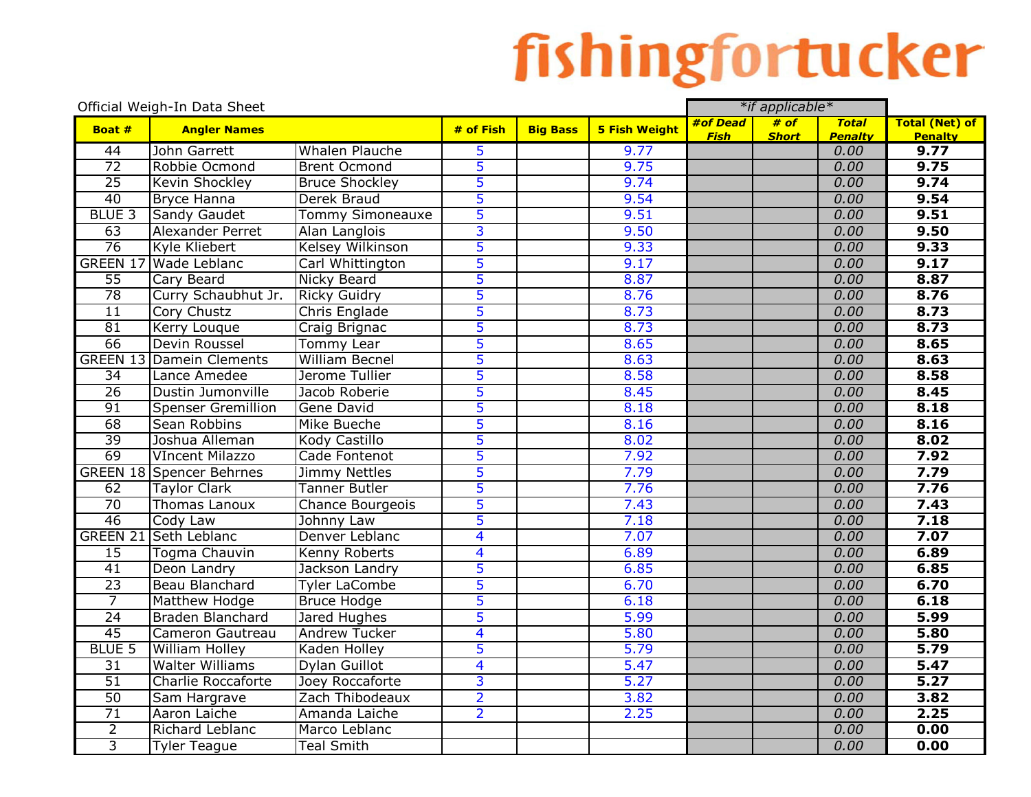# fishingfortucker

Official Weigh-In Data Sheet

| Boat # | Angler Names | | # of Fish | Big Bass | 5 Fish Weight | *if applicable* #of Dead Fish | # of Short | Total Penalty | Total (Net) of Penalty |
|---|---|---|---|---|---|---|---|---|---|
| 44 | John Garrett | Whalen Plauche | 5 | | 9.77 | | | 0.00 | **9.77** |
| 72 | Robbie Ocmond | Brent Ocmond | 5 | | 9.75 | | | 0.00 | **9.75** |
| 25 | Kevin Shockley | Bruce Shockley | 5 | | 9.74 | | | 0.00 | **9.74** |
| 40 | Bryce Hanna | Derek Braud | 5 | | 9.54 | | | 0.00 | **9.54** |
| BLUE 3 | Sandy Gaudet | Tommy Simoneauxe | 5 | | 9.51 | | | 0.00 | **9.51** |
| 63 | Alexander Perret | Alan Langlois | 3 | | 9.50 | | | 0.00 | **9.50** |
| 76 | Kyle Kliebert | Kelsey Wilkinson | 5 | | 9.33 | | | 0.00 | **9.33** |
| GREEN 17 | Wade Leblanc | Carl Whittington | 5 | | 9.17 | | | 0.00 | **9.17** |
| 55 | Cary Beard | Nicky Beard | 5 | | 8.87 | | | 0.00 | **8.87** |
| 78 | Curry Schaubhut Jr. | Ricky Guidry | 5 | | 8.76 | | | 0.00 | **8.76** |
| 11 | Cory Chustz | Chris Englade | 5 | | 8.73 | | | 0.00 | **8.73** |
| 81 | Kerry Louque | Craig Brignac | 5 | | 8.73 | | | 0.00 | **8.73** |
| 66 | Devin Roussel | Tommy Lear | 5 | | 8.65 | | | 0.00 | **8.65** |
| GREEN 13 | Damein Clements | William Becnel | 5 | | 8.63 | | | 0.00 | **8.63** |
| 34 | Lance Amedee | Jerome Tullier | 5 | | 8.58 | | | 0.00 | **8.58** |
| 26 | Dustin Jumonville | Jacob Roberie | 5 | | 8.45 | | | 0.00 | **8.45** |
| 91 | Spenser Gremillion | Gene David | 5 | | 8.18 | | | 0.00 | **8.18** |
| 68 | Sean Robbins | Mike Bueche | 5 | | 8.16 | | | 0.00 | **8.16** |
| 39 | Joshua Alleman | Kody Castillo | 5 | | 8.02 | | | 0.00 | **8.02** |
| 69 | VIncent Milazzo | Cade Fontenot | 5 | | 7.92 | | | 0.00 | **7.92** |
| GREEN 18 | Spencer Behrnes | Jimmy Nettles | 5 | | 7.79 | | | 0.00 | **7.79** |
| 62 | Taylor Clark | Tanner Butler | 5 | | 7.76 | | | 0.00 | **7.76** |
| 70 | Thomas Lanoux | Chance Bourgeois | 5 | | 7.43 | | | 0.00 | **7.43** |
| 46 | Cody Law | Johnny Law | 5 | | 7.18 | | | 0.00 | **7.18** |
| GREEN 21 | Seth Leblanc | Denver Leblanc | 4 | | 7.07 | | | 0.00 | **7.07** |
| 15 | Togma Chauvin | Kenny Roberts | 4 | | 6.89 | | | 0.00 | **6.89** |
| 41 | Deon Landry | Jackson Landry | 5 | | 6.85 | | | 0.00 | **6.85** |
| 23 | Beau Blanchard | Tyler LaCombe | 5 | | 6.70 | | | 0.00 | **6.70** |
| 7 | Matthew Hodge | Bruce Hodge | 5 | | 6.18 | | | 0.00 | **6.18** |
| 24 | Braden Blanchard | Jared Hughes | 5 | | 5.99 | | | 0.00 | **5.99** |
| 45 | Cameron Gautreau | Andrew Tucker | 4 | | 5.80 | | | 0.00 | **5.80** |
| BLUE 5 | William Holley | Kaden Holley | 5 | | 5.79 | | | 0.00 | **5.79** |
| 31 | Walter Williams | Dylan Guillot | 4 | | 5.47 | | | 0.00 | **5.47** |
| 51 | Charlie Roccaforte | Joey Roccaforte | 3 | | 5.27 | | | 0.00 | **5.27** |
| 50 | Sam Hargrave | Zach Thibodeaux | 2 | | 3.82 | | | 0.00 | **3.82** |
| 71 | Aaron Laiche | Amanda Laiche | 2 | | 2.25 | | | 0.00 | **2.25** |
| 2 | Richard Leblanc | Marco Leblanc | | | | | | 0.00 | **0.00** |
| 3 | Tyler Teague | Teal Smith | | | | | | 0.00 | **0.00** |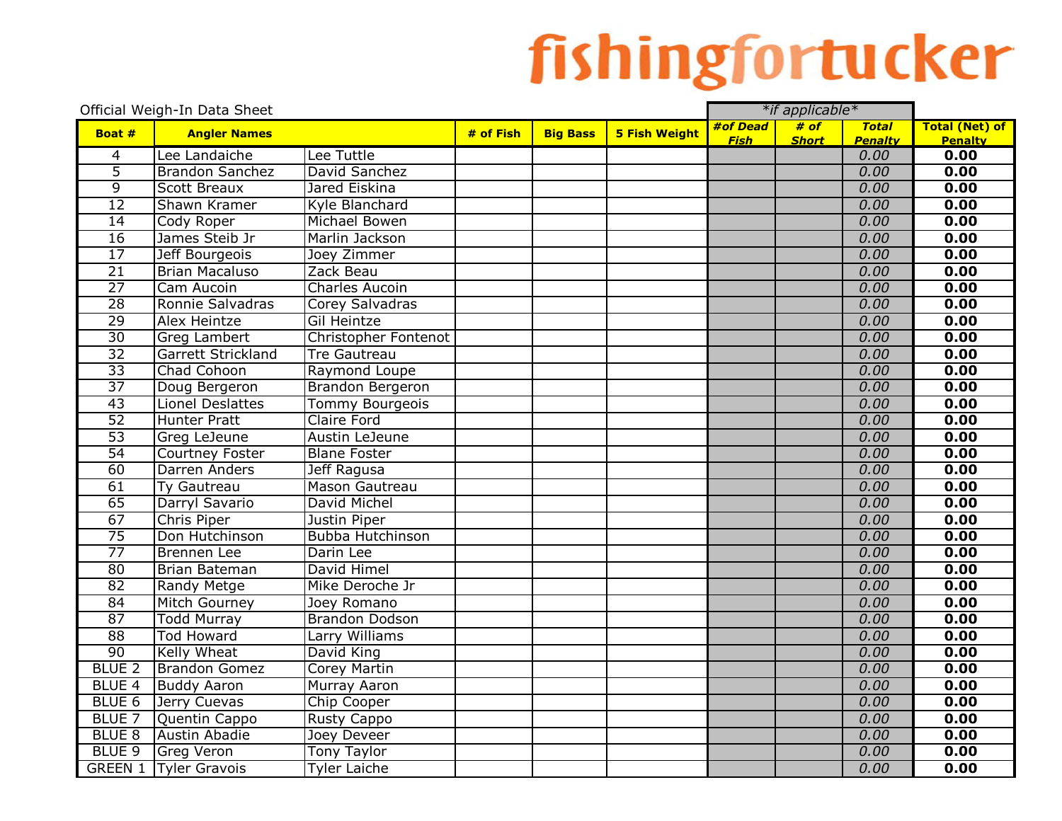# fishingfortucker

Official Weigh-In Data Sheet

| Boat # | Angler Names | | # of Fish | Big Bass | 5 Fish Weight | *if applicable* #of Dead Fish | # of Short | Total Penalty | Total (Net) of Penalty |
|---|---|---|---|---|---|---|---|---|---|
| 4 | Lee Landaiche | Lee Tuttle | | | | | | 0.00 | **0.00** |
| 5 | Brandon Sanchez | David Sanchez | | | | | | 0.00 | **0.00** |
| 9 | Scott Breaux | Jared Eiskina | | | | | | 0.00 | **0.00** |
| 12 | Shawn Kramer | Kyle Blanchard | | | | | | 0.00 | **0.00** |
| 14 | Cody Roper | Michael Bowen | | | | | | 0.00 | **0.00** |
| 16 | James Steib Jr | Marlin Jackson | | | | | | 0.00 | **0.00** |
| 17 | Jeff Bourgeois | Joey Zimmer | | | | | | 0.00 | **0.00** |
| 21 | Brian Macaluso | Zack Beau | | | | | | 0.00 | **0.00** |
| 27 | Cam Aucoin | Charles Aucoin | | | | | | 0.00 | **0.00** |
| 28 | Ronnie Salvadras | Corey Salvadras | | | | | | 0.00 | **0.00** |
| 29 | Alex Heintze | Gil Heintze | | | | | | 0.00 | **0.00** |
| 30 | Greg Lambert | Christopher Fontenot | | | | | | 0.00 | **0.00** |
| 32 | Garrett Strickland | Tre Gautreau | | | | | | 0.00 | **0.00** |
| 33 | Chad Cohoon | Raymond Loupe | | | | | | 0.00 | **0.00** |
| 37 | Doug Bergeron | Brandon Bergeron | | | | | | 0.00 | **0.00** |
| 43 | Lionel Deslattes | Tommy Bourgeois | | | | | | 0.00 | **0.00** |
| 52 | Hunter Pratt | Claire Ford | | | | | | 0.00 | **0.00** |
| 53 | Greg LeJeune | Austin LeJeune | | | | | | 0.00 | **0.00** |
| 54 | Courtney Foster | Blane Foster | | | | | | 0.00 | **0.00** |
| 60 | Darren Anders | Jeff Ragusa | | | | | | 0.00 | **0.00** |
| 61 | Ty Gautreau | Mason Gautreau | | | | | | 0.00 | **0.00** |
| 65 | Darryl Savario | David Michel | | | | | | 0.00 | **0.00** |
| 67 | Chris Piper | Justin Piper | | | | | | 0.00 | **0.00** |
| 75 | Don Hutchinson | Bubba Hutchinson | | | | | | 0.00 | **0.00** |
| 77 | Brennen Lee | Darin Lee | | | | | | 0.00 | **0.00** |
| 80 | Brian Bateman | David Himel | | | | | | 0.00 | **0.00** |
| 82 | Randy Metge | Mike Deroche Jr | | | | | | 0.00 | **0.00** |
| 84 | Mitch Gourney | Joey Romano | | | | | | 0.00 | **0.00** |
| 87 | Todd Murray | Brandon Dodson | | | | | | 0.00 | **0.00** |
| 88 | Tod Howard | Larry Williams | | | | | | 0.00 | **0.00** |
| 90 | Kelly Wheat | David King | | | | | | 0.00 | **0.00** |
| BLUE 2 | Brandon Gomez | Corey Martin | | | | | | 0.00 | **0.00** |
| BLUE 4 | Buddy Aaron | Murray Aaron | | | | | | 0.00 | **0.00** |
| BLUE 6 | Jerry Cuevas | Chip Cooper | | | | | | 0.00 | **0.00** |
| BLUE 7 | Quentin Cappo | Rusty Cappo | | | | | | 0.00 | **0.00** |
| BLUE 8 | Austin Abadie | Joey Deveer | | | | | | 0.00 | **0.00** |
| BLUE 9 | Greg Veron | Tony Taylor | | | | | | 0.00 | **0.00** |
| GREEN 1 | Tyler Gravois | Tyler Laiche | | | | | | 0.00 | **0.00** |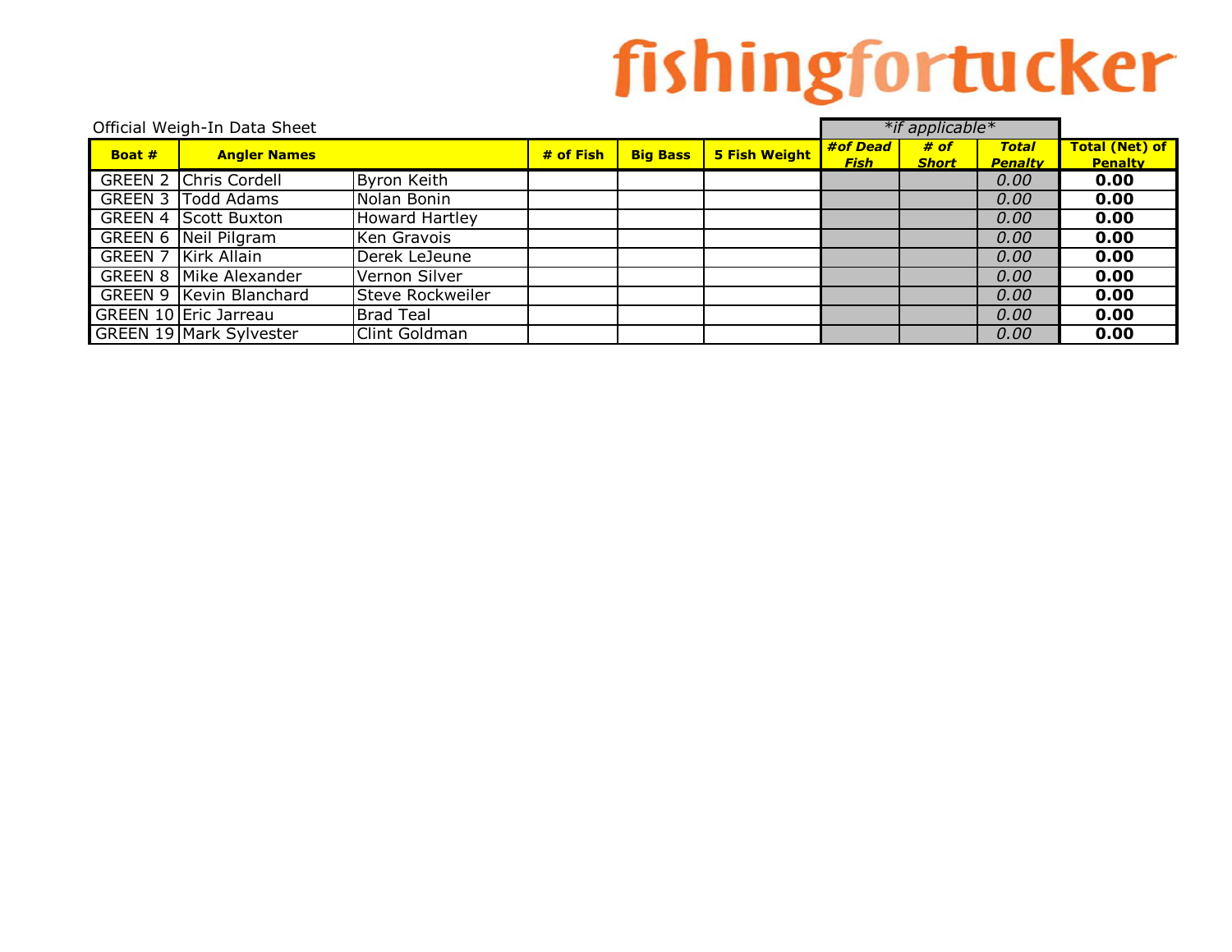fishingfortucker

Official Weigh-In Data Sheet

| Boat # | Angler Names | | # of Fish | Big Bass | 5 Fish Weight | *if applicable* | | | Total (Net) of Penalty |
|---|---|---|---|---|---|---|---|---|---|
| | | | | | | ***#of Dead Fish*** | ***# of Short*** | ***Total Penalty*** | |
| GREEN 2 | Chris Cordell | Byron Keith | | | | | | *0.00* | **0.00** |
| GREEN 3 | Todd Adams | Nolan Bonin | | | | | | *0.00* | **0.00** |
| GREEN 4 | Scott Buxton | Howard Hartley | | | | | | *0.00* | **0.00** |
| GREEN 6 | Neil Pilgram | Ken Gravois | | | | | | *0.00* | **0.00** |
| GREEN 7 | Kirk Allain | Derek LeJeune | | | | | | *0.00* | **0.00** |
| GREEN 8 | Mike Alexander | Vernon Silver | | | | | | *0.00* | **0.00** |
| GREEN 9 | Kevin Blanchard | Steve Rockweiler | | | | | | *0.00* | **0.00** |
| GREEN 10 | Eric Jarreau | Brad Teal | | | | | | *0.00* | **0.00** |
| GREEN 19 | Mark Sylvester | Clint Goldman | | | | | | *0.00* | **0.00** |